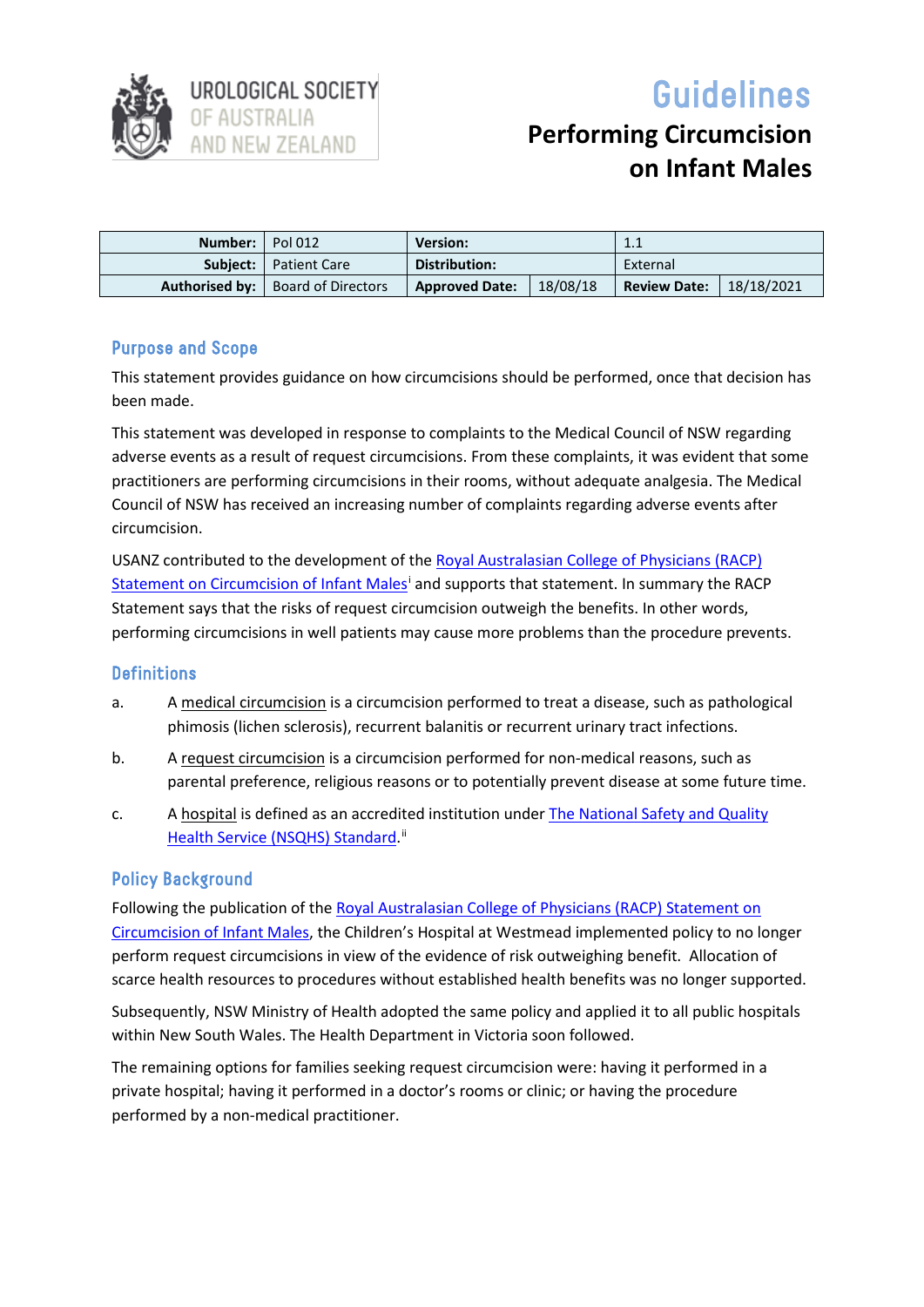UROLOGICAL SOCIETY OF AUSTRALIA AND NEW ZEALAND

# Guidelines

## Performing Circumcision on Infant Males

| Number: | Pol 012 | Version: | | 1.1 | |
|---|---|---|---|---|---|
| Subject: | Patient Care | Distribution: | | External | |
| Authorised by: | Board of Directors | Approved Date: | 18/08/18 | Review Date: | 18/18/2021 |

### Purpose and Scope

This statement provides guidance on how circumcisions should be performed, once that decision has been made.

This statement was developed in response to complaints to the Medical Council of NSW regarding adverse events as a result of request circumcisions. From these complaints, it was evident that some practitioners are performing circumcisions in their rooms, without adequate analgesia. The Medical Council of NSW has received an increasing number of complaints regarding adverse events after circumcision.

USANZ contributed to the development of the Royal Australasian College of Physicians (RACP) Statement on Circumcision of Infant Males[i] and supports that statement. In summary the RACP Statement says that the risks of request circumcision outweigh the benefits. In other words, performing circumcisions in well patients may cause more problems than the procedure prevents.

### Definitions

a. A medical circumcision is a circumcision performed to treat a disease, such as pathological phimosis (lichen sclerosis), recurrent balanitis or recurrent urinary tract infections.

b. A request circumcision is a circumcision performed for non-medical reasons, such as parental preference, religious reasons or to potentially prevent disease at some future time.

c. A hospital is defined as an accredited institution under The National Safety and Quality Health Service (NSQHS) Standard.[ii]

### Policy Background

Following the publication of the Royal Australasian College of Physicians (RACP) Statement on Circumcision of Infant Males, the Children's Hospital at Westmead implemented policy to no longer perform request circumcisions in view of the evidence of risk outweighing benefit. Allocation of scarce health resources to procedures without established health benefits was no longer supported.

Subsequently, NSW Ministry of Health adopted the same policy and applied it to all public hospitals within New South Wales. The Health Department in Victoria soon followed.

The remaining options for families seeking request circumcision were: having it performed in a private hospital; having it performed in a doctor's rooms or clinic; or having the procedure performed by a non-medical practitioner.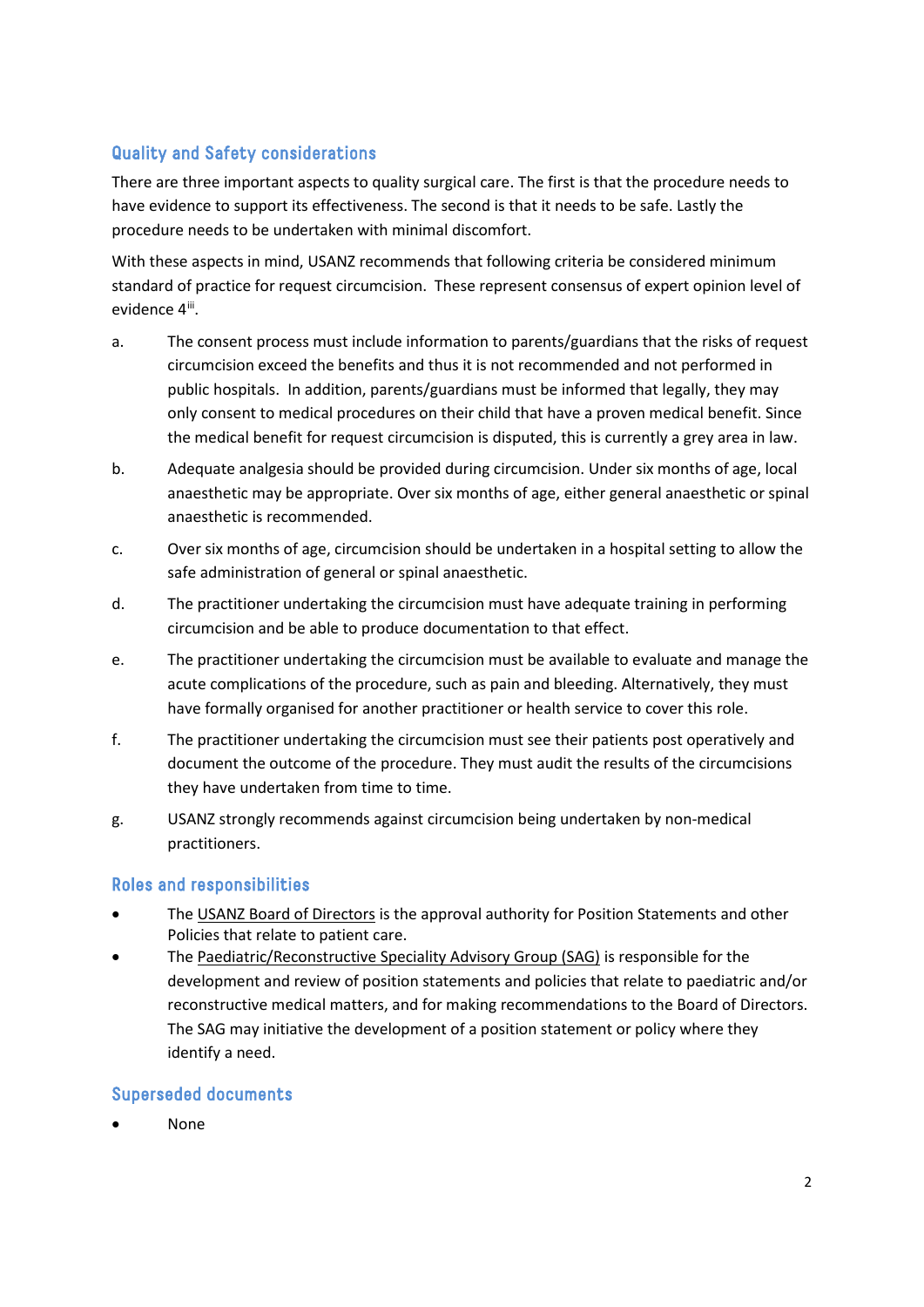## Quality and Safety considerations

There are three important aspects to quality surgical care. The first is that the procedure needs to have evidence to support its effectiveness. The second is that it needs to be safe. Lastly the procedure needs to be undertaken with minimal discomfort.

With these aspects in mind, USANZ recommends that following criteria be considered minimum standard of practice for request circumcision. These represent consensus of expert opinion level of evidence 4[iii].

a. The consent process must include information to parents/guardians that the risks of request circumcision exceed the benefits and thus it is not recommended and not performed in public hospitals. In addition, parents/guardians must be informed that legally, they may only consent to medical procedures on their child that have a proven medical benefit. Since the medical benefit for request circumcision is disputed, this is currently a grey area in law.

b. Adequate analgesia should be provided during circumcision. Under six months of age, local anaesthetic may be appropriate. Over six months of age, either general anaesthetic or spinal anaesthetic is recommended.

c. Over six months of age, circumcision should be undertaken in a hospital setting to allow the safe administration of general or spinal anaesthetic.

d. The practitioner undertaking the circumcision must have adequate training in performing circumcision and be able to produce documentation to that effect.

e. The practitioner undertaking the circumcision must be available to evaluate and manage the acute complications of the procedure, such as pain and bleeding. Alternatively, they must have formally organised for another practitioner or health service to cover this role.

f. The practitioner undertaking the circumcision must see their patients post operatively and document the outcome of the procedure. They must audit the results of the circumcisions they have undertaken from time to time.

g. USANZ strongly recommends against circumcision being undertaken by non-medical practitioners.

## Roles and responsibilities

- The USANZ Board of Directors is the approval authority for Position Statements and other Policies that relate to patient care.
- The Paediatric/Reconstructive Speciality Advisory Group (SAG) is responsible for the development and review of position statements and policies that relate to paediatric and/or reconstructive medical matters, and for making recommendations to the Board of Directors. The SAG may initiative the development of a position statement or policy where they identify a need.

## Superseded documents

- None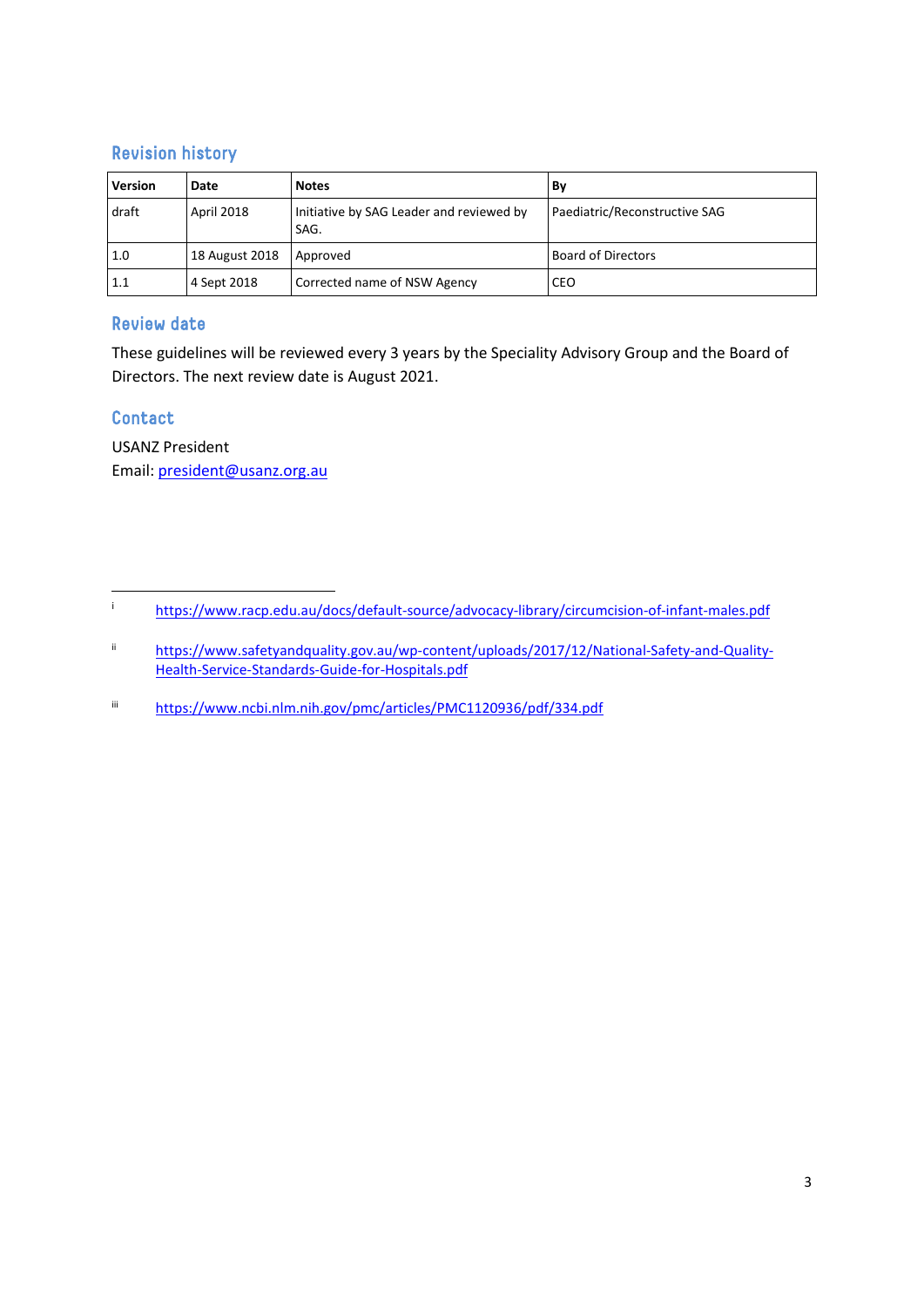## Revision history

| Version | Date | Notes | By |
|---|---|---|---|
| draft | April 2018 | Initiative by SAG Leader and reviewed by SAG. | Paediatric/Reconstructive SAG |
| 1.0 | 18 August 2018 | Approved | Board of Directors |
| 1.1 | 4 Sept 2018 | Corrected name of NSW Agency | CEO |

## Review date

These guidelines will be reviewed every 3 years by the Speciality Advisory Group and the Board of Directors. The next review date is August 2021.

## Contact

USANZ President
Email: president@usanz.org.au

---

[i] https://www.racp.edu.au/docs/default-source/advocacy-library/circumcision-of-infant-males.pdf

[ii] https://www.safetyandquality.gov.au/wp-content/uploads/2017/12/National-Safety-and-Quality-Health-Service-Standards-Guide-for-Hospitals.pdf

[iii] https://www.ncbi.nlm.nih.gov/pmc/articles/PMC1120936/pdf/334.pdf